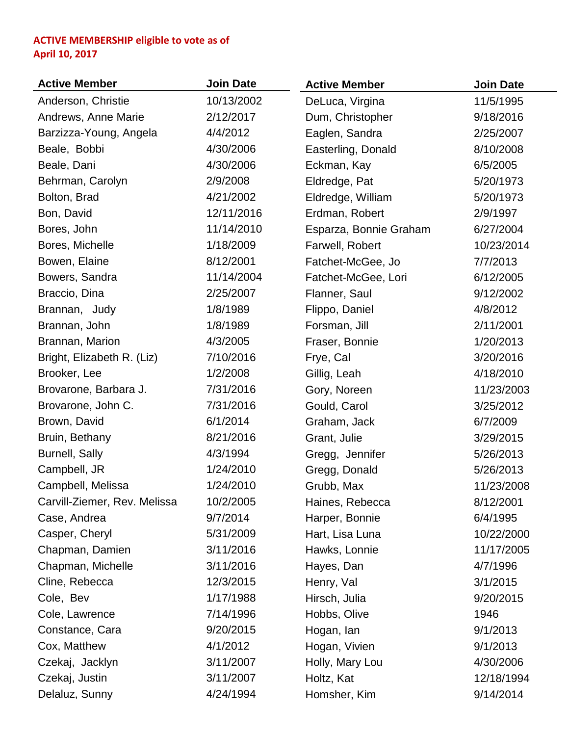**ACTIVE MEMBERSHIP eligible to vote as of April 10, 2017**

| Active Member | Join Date |
|---|---|
| Anderson, Christie | 10/13/2002 |
| Andrews, Anne Marie | 2/12/2017 |
| Barzizza-Young, Angela | 4/4/2012 |
| Beale, Bobbi | 4/30/2006 |
| Beale, Dani | 4/30/2006 |
| Behrman, Carolyn | 2/9/2008 |
| Bolton, Brad | 4/21/2002 |
| Bon, David | 12/11/2016 |
| Bores, John | 11/14/2010 |
| Bores, Michelle | 1/18/2009 |
| Bowen, Elaine | 8/12/2001 |
| Bowers, Sandra | 11/14/2004 |
| Braccio, Dina | 2/25/2007 |
| Brannan, Judy | 1/8/1989 |
| Brannan, John | 1/8/1989 |
| Brannan, Marion | 4/3/2005 |
| Bright, Elizabeth R. (Liz) | 7/10/2016 |
| Brooker, Lee | 1/2/2008 |
| Brovarone, Barbara J. | 7/31/2016 |
| Brovarone, John C. | 7/31/2016 |
| Brown, David | 6/1/2014 |
| Bruin, Bethany | 8/21/2016 |
| Burnell, Sally | 4/3/1994 |
| Campbell, JR | 1/24/2010 |
| Campbell, Melissa | 1/24/2010 |
| Carvill-Ziemer, Rev. Melissa | 10/2/2005 |
| Case, Andrea | 9/7/2014 |
| Casper, Cheryl | 5/31/2009 |
| Chapman, Damien | 3/11/2016 |
| Chapman, Michelle | 3/11/2016 |
| Cline, Rebecca | 12/3/2015 |
| Cole, Bev | 1/17/1988 |
| Cole, Lawrence | 7/14/1996 |
| Constance, Cara | 9/20/2015 |
| Cox, Matthew | 4/1/2012 |
| Czekaj, Jacklyn | 3/11/2007 |
| Czekaj, Justin | 3/11/2007 |
| Delaluz, Sunny | 4/24/1994 |
| DeLuca, Virgina | 11/5/1995 |
| Dum, Christopher | 9/18/2016 |
| Eaglen, Sandra | 2/25/2007 |
| Easterling, Donald | 8/10/2008 |
| Eckman, Kay | 6/5/2005 |
| Eldredge, Pat | 5/20/1973 |
| Eldredge, William | 5/20/1973 |
| Erdman, Robert | 2/9/1997 |
| Esparza, Bonnie Graham | 6/27/2004 |
| Farwell, Robert | 10/23/2014 |
| Fatchet-McGee, Jo | 7/7/2013 |
| Fatchet-McGee, Lori | 6/12/2005 |
| Flanner, Saul | 9/12/2002 |
| Flippo, Daniel | 4/8/2012 |
| Forsman, Jill | 2/11/2001 |
| Fraser, Bonnie | 1/20/2013 |
| Frye, Cal | 3/20/2016 |
| Gillig, Leah | 4/18/2010 |
| Gory, Noreen | 11/23/2003 |
| Gould, Carol | 3/25/2012 |
| Graham, Jack | 6/7/2009 |
| Grant, Julie | 3/29/2015 |
| Gregg, Jennifer | 5/26/2013 |
| Gregg, Donald | 5/26/2013 |
| Grubb, Max | 11/23/2008 |
| Haines, Rebecca | 8/12/2001 |
| Harper, Bonnie | 6/4/1995 |
| Hart, Lisa Luna | 10/22/2000 |
| Hawks, Lonnie | 11/17/2005 |
| Hayes, Dan | 4/7/1996 |
| Henry, Val | 3/1/2015 |
| Hirsch, Julia | 9/20/2015 |
| Hobbs, Olive | 1946 |
| Hogan, Ian | 9/1/2013 |
| Hogan, Vivien | 9/1/2013 |
| Holly, Mary Lou | 4/30/2006 |
| Holtz, Kat | 12/18/1994 |
| Homsher, Kim | 9/14/2014 |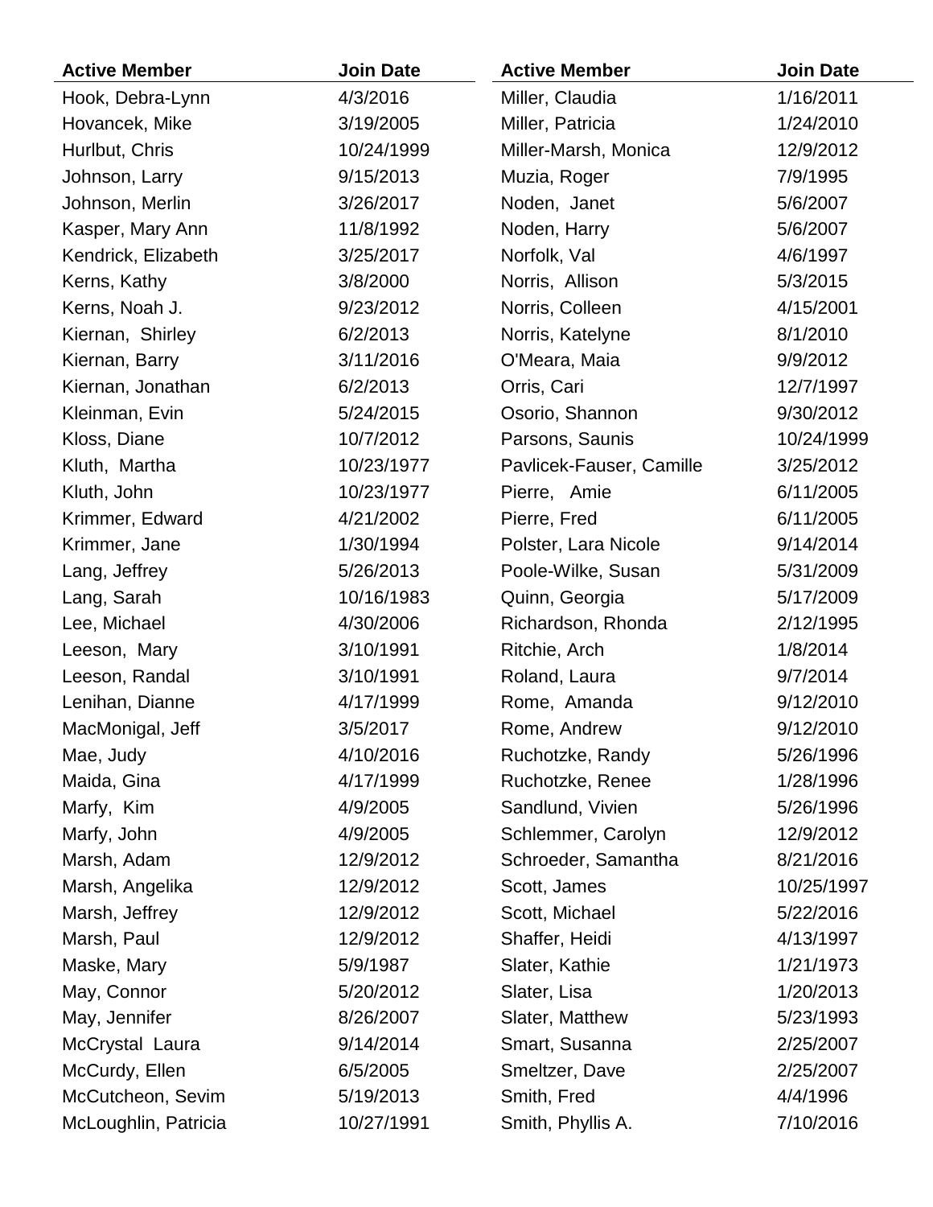| Active Member | Join Date |
|---|---|
| Hook, Debra-Lynn | 4/3/2016 |
| Hovancek, Mike | 3/19/2005 |
| Hurlbut, Chris | 10/24/1999 |
| Johnson, Larry | 9/15/2013 |
| Johnson, Merlin | 3/26/2017 |
| Kasper, Mary Ann | 11/8/1992 |
| Kendrick, Elizabeth | 3/25/2017 |
| Kerns, Kathy | 3/8/2000 |
| Kerns, Noah J. | 9/23/2012 |
| Kiernan,  Shirley | 6/2/2013 |
| Kiernan, Barry | 3/11/2016 |
| Kiernan, Jonathan | 6/2/2013 |
| Kleinman, Evin | 5/24/2015 |
| Kloss, Diane | 10/7/2012 |
| Kluth,  Martha | 10/23/1977 |
| Kluth, John | 10/23/1977 |
| Krimmer, Edward | 4/21/2002 |
| Krimmer, Jane | 1/30/1994 |
| Lang, Jeffrey | 5/26/2013 |
| Lang, Sarah | 10/16/1983 |
| Lee, Michael | 4/30/2006 |
| Leeson,  Mary | 3/10/1991 |
| Leeson, Randal | 3/10/1991 |
| Lenihan, Dianne | 4/17/1999 |
| MacMonigal, Jeff | 3/5/2017 |
| Mae, Judy | 4/10/2016 |
| Maida, Gina | 4/17/1999 |
| Marfy,  Kim | 4/9/2005 |
| Marfy, John | 4/9/2005 |
| Marsh, Adam | 12/9/2012 |
| Marsh, Angelika | 12/9/2012 |
| Marsh, Jeffrey | 12/9/2012 |
| Marsh, Paul | 12/9/2012 |
| Maske, Mary | 5/9/1987 |
| May, Connor | 5/20/2012 |
| May, Jennifer | 8/26/2007 |
| McCrystal  Laura | 9/14/2014 |
| McCurdy, Ellen | 6/5/2005 |
| McCutcheon, Sevim | 5/19/2013 |
| McLoughlin, Patricia | 10/27/1991 |
| Miller, Claudia | 1/16/2011 |
| Miller, Patricia | 1/24/2010 |
| Miller-Marsh, Monica | 12/9/2012 |
| Muzia, Roger | 7/9/1995 |
| Noden,  Janet | 5/6/2007 |
| Noden, Harry | 5/6/2007 |
| Norfolk, Val | 4/6/1997 |
| Norris,  Allison | 5/3/2015 |
| Norris, Colleen | 4/15/2001 |
| Norris, Katelyne | 8/1/2010 |
| O'Meara, Maia | 9/9/2012 |
| Orris, Cari | 12/7/1997 |
| Osorio, Shannon | 9/30/2012 |
| Parsons, Saunis | 10/24/1999 |
| Pavlicek-Fauser, Camille | 3/25/2012 |
| Pierre,   Amie | 6/11/2005 |
| Pierre, Fred | 6/11/2005 |
| Polster, Lara Nicole | 9/14/2014 |
| Poole-Wilke, Susan | 5/31/2009 |
| Quinn, Georgia | 5/17/2009 |
| Richardson, Rhonda | 2/12/1995 |
| Ritchie, Arch | 1/8/2014 |
| Roland, Laura | 9/7/2014 |
| Rome,  Amanda | 9/12/2010 |
| Rome, Andrew | 9/12/2010 |
| Ruchotzke, Randy | 5/26/1996 |
| Ruchotzke, Renee | 1/28/1996 |
| Sandlund, Vivien | 5/26/1996 |
| Schlemmer, Carolyn | 12/9/2012 |
| Schroeder, Samantha | 8/21/2016 |
| Scott, James | 10/25/1997 |
| Scott, Michael | 5/22/2016 |
| Shaffer, Heidi | 4/13/1997 |
| Slater, Kathie | 1/21/1973 |
| Slater, Lisa | 1/20/2013 |
| Slater, Matthew | 5/23/1993 |
| Smart, Susanna | 2/25/2007 |
| Smeltzer, Dave | 2/25/2007 |
| Smith, Fred | 4/4/1996 |
| Smith, Phyllis A. | 7/10/2016 |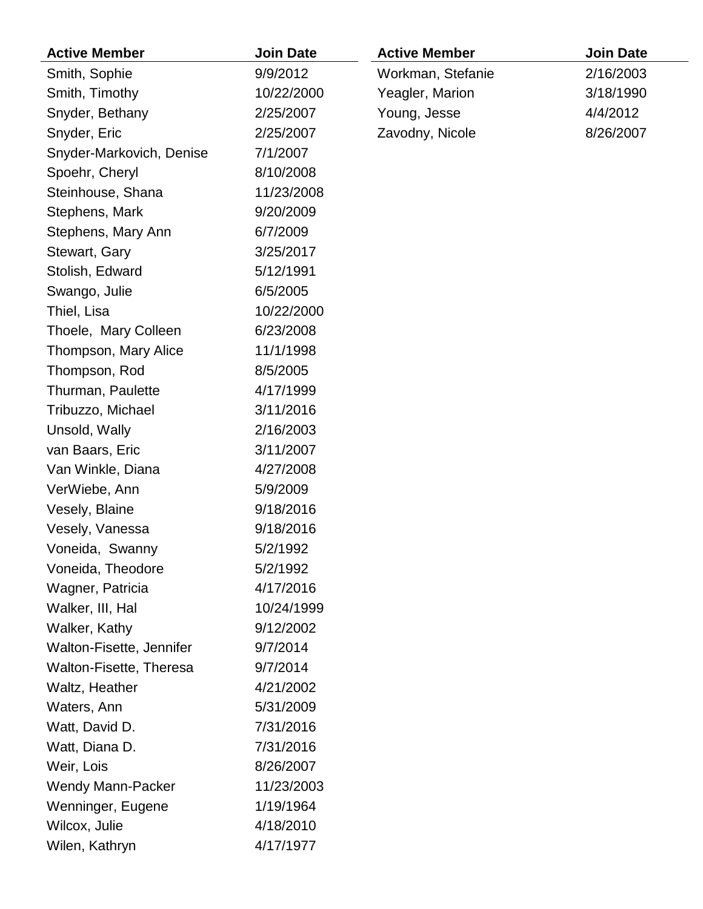| Active Member | Join Date |
| --- | --- |
| Smith, Sophie | 9/9/2012 |
| Smith, Timothy | 10/22/2000 |
| Snyder, Bethany | 2/25/2007 |
| Snyder, Eric | 2/25/2007 |
| Snyder-Markovich, Denise | 7/1/2007 |
| Spoehr, Cheryl | 8/10/2008 |
| Steinhouse, Shana | 11/23/2008 |
| Stephens, Mark | 9/20/2009 |
| Stephens, Mary Ann | 6/7/2009 |
| Stewart, Gary | 3/25/2017 |
| Stolish, Edward | 5/12/1991 |
| Swango, Julie | 6/5/2005 |
| Thiel, Lisa | 10/22/2000 |
| Thoele, Mary Colleen | 6/23/2008 |
| Thompson, Mary Alice | 11/1/1998 |
| Thompson, Rod | 8/5/2005 |
| Thurman, Paulette | 4/17/1999 |
| Tribuzzo, Michael | 3/11/2016 |
| Unsold, Wally | 2/16/2003 |
| van Baars, Eric | 3/11/2007 |
| Van Winkle, Diana | 4/27/2008 |
| VerWiebe, Ann | 5/9/2009 |
| Vesely, Blaine | 9/18/2016 |
| Vesely, Vanessa | 9/18/2016 |
| Voneida, Swanny | 5/2/1992 |
| Voneida, Theodore | 5/2/1992 |
| Wagner, Patricia | 4/17/2016 |
| Walker, III, Hal | 10/24/1999 |
| Walker, Kathy | 9/12/2002 |
| Walton-Fisette, Jennifer | 9/7/2014 |
| Walton-Fisette, Theresa | 9/7/2014 |
| Waltz, Heather | 4/21/2002 |
| Waters, Ann | 5/31/2009 |
| Watt, David D. | 7/31/2016 |
| Watt, Diana D. | 7/31/2016 |
| Weir, Lois | 8/26/2007 |
| Wendy Mann-Packer | 11/23/2003 |
| Wenninger, Eugene | 1/19/1964 |
| Wilcox, Julie | 4/18/2010 |
| Wilen, Kathryn | 4/17/1977 |
| Workman, Stefanie | 2/16/2003 |
| Yeagler, Marion | 3/18/1990 |
| Young, Jesse | 4/4/2012 |
| Zavodny, Nicole | 8/26/2007 |